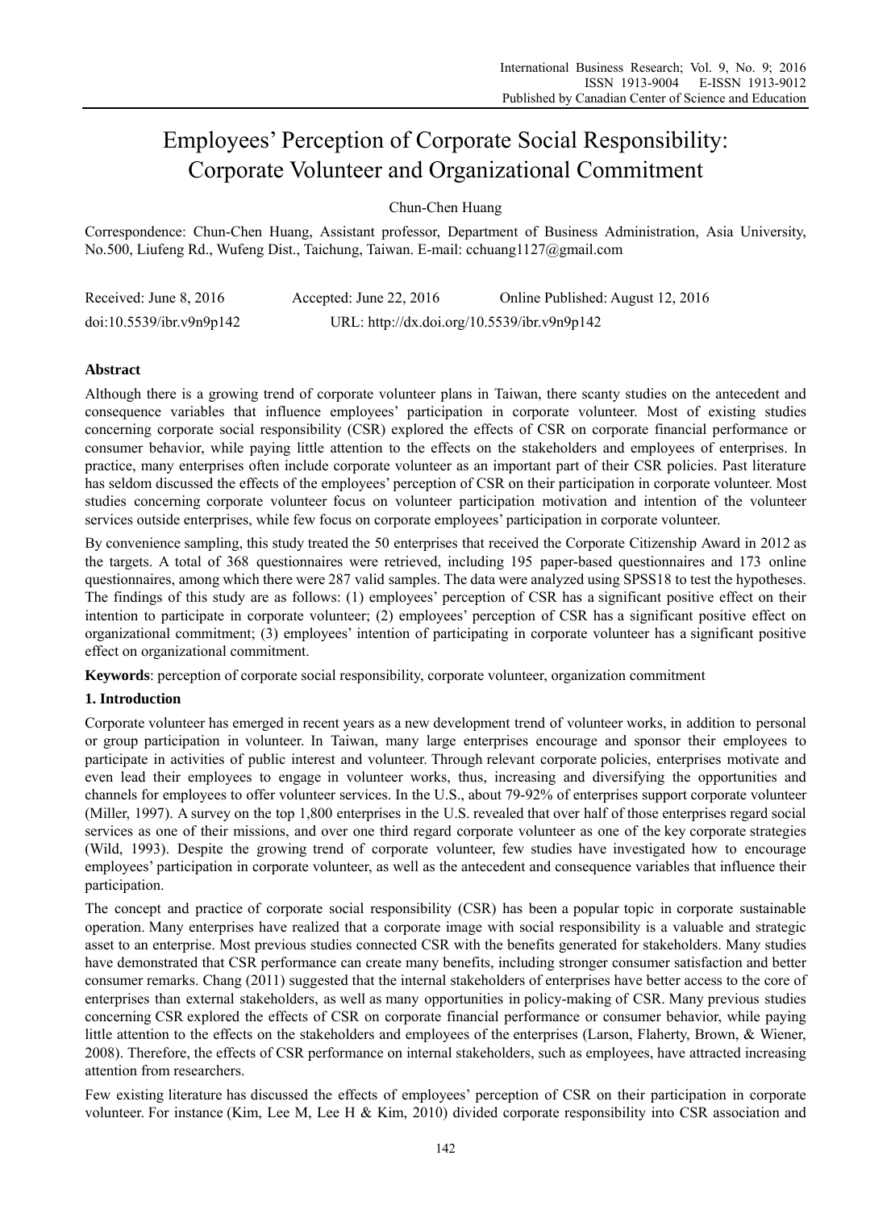# Employees' Perception of Corporate Social Responsibility: Corporate Volunteer and Organizational Commitment

Chun-Chen Huang

Correspondence: Chun-Chen Huang, Assistant professor, Department of Business Administration, Asia University, No.500, Liufeng Rd., Wufeng Dist., Taichung, Taiwan. E-mail: cchuang1127@gmail.com

Received: June 8, 2016 Accepted: June 22, 2016 Online Published: August 12, 2016

doi:10.5539/ibr.v9n9p142 URL: http://dx.doi.org/10.5539/ibr.v9n9p142

## Abstract

Although there is a growing trend of corporate volunteer plans in Taiwan, there scanty studies on the antecedent and consequence variables that influence employees' participation in corporate volunteer. Most of existing studies concerning corporate social responsibility (CSR) explored the effects of CSR on corporate financial performance or consumer behavior, while paying little attention to the effects on the stakeholders and employees of enterprises. In practice, many enterprises often include corporate volunteer as an important part of their CSR policies. Past literature has seldom discussed the effects of the employees' perception of CSR on their participation in corporate volunteer. Most studies concerning corporate volunteer focus on volunteer participation motivation and intention of the volunteer services outside enterprises, while few focus on corporate employees' participation in corporate volunteer.

By convenience sampling, this study treated the 50 enterprises that received the Corporate Citizenship Award in 2012 as the targets. A total of 368 questionnaires were retrieved, including 195 paper-based questionnaires and 173 online questionnaires, among which there were 287 valid samples. The data were analyzed using SPSS18 to test the hypotheses. The findings of this study are as follows: (1) employees' perception of CSR has a significant positive effect on their intention to participate in corporate volunteer; (2) employees' perception of CSR has a significant positive effect on organizational commitment; (3) employees' intention of participating in corporate volunteer has a significant positive effect on organizational commitment.

**Keywords**: perception of corporate social responsibility, corporate volunteer, organization commitment

## 1. Introduction

Corporate volunteer has emerged in recent years as a new development trend of volunteer works, in addition to personal or group participation in volunteer. In Taiwan, many large enterprises encourage and sponsor their employees to participate in activities of public interest and volunteer. Through relevant corporate policies, enterprises motivate and even lead their employees to engage in volunteer works, thus, increasing and diversifying the opportunities and channels for employees to offer volunteer services. In the U.S., about 79-92% of enterprises support corporate volunteer (Miller, 1997). A survey on the top 1,800 enterprises in the U.S. revealed that over half of those enterprises regard social services as one of their missions, and over one third regard corporate volunteer as one of the key corporate strategies (Wild, 1993). Despite the growing trend of corporate volunteer, few studies have investigated how to encourage employees' participation in corporate volunteer, as well as the antecedent and consequence variables that influence their participation.

The concept and practice of corporate social responsibility (CSR) has been a popular topic in corporate sustainable operation. Many enterprises have realized that a corporate image with social responsibility is a valuable and strategic asset to an enterprise. Most previous studies connected CSR with the benefits generated for stakeholders. Many studies have demonstrated that CSR performance can create many benefits, including stronger consumer satisfaction and better consumer remarks. Chang (2011) suggested that the internal stakeholders of enterprises have better access to the core of enterprises than external stakeholders, as well as many opportunities in policy-making of CSR. Many previous studies concerning CSR explored the effects of CSR on corporate financial performance or consumer behavior, while paying little attention to the effects on the stakeholders and employees of the enterprises (Larson, Flaherty, Brown, & Wiener, 2008). Therefore, the effects of CSR performance on internal stakeholders, such as employees, have attracted increasing attention from researchers.

Few existing literature has discussed the effects of employees' perception of CSR on their participation in corporate volunteer. For instance (Kim, Lee M, Lee H & Kim, 2010) divided corporate responsibility into CSR association and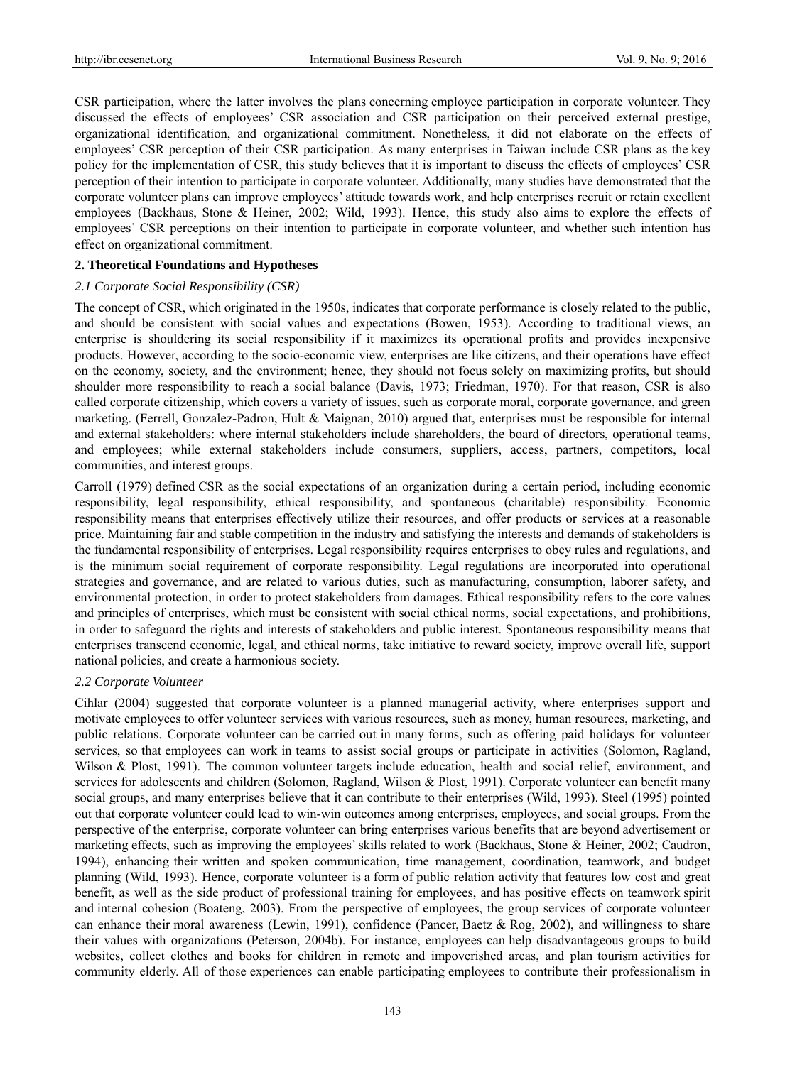CSR participation, where the latter involves the plans concerning employee participation in corporate volunteer. They discussed the effects of employees' CSR association and CSR participation on their perceived external prestige, organizational identification, and organizational commitment. Nonetheless, it did not elaborate on the effects of employees' CSR perception of their CSR participation. As many enterprises in Taiwan include CSR plans as the key policy for the implementation of CSR, this study believes that it is important to discuss the effects of employees' CSR perception of their intention to participate in corporate volunteer. Additionally, many studies have demonstrated that the corporate volunteer plans can improve employees' attitude towards work, and help enterprises recruit or retain excellent employees (Backhaus, Stone & Heiner, 2002; Wild, 1993). Hence, this study also aims to explore the effects of employees' CSR perceptions on their intention to participate in corporate volunteer, and whether such intention has effect on organizational commitment.

## 2. Theoretical Foundations and Hypotheses

### *2.1 Corporate Social Responsibility (CSR)*

The concept of CSR, which originated in the 1950s, indicates that corporate performance is closely related to the public, and should be consistent with social values and expectations (Bowen, 1953). According to traditional views, an enterprise is shouldering its social responsibility if it maximizes its operational profits and provides inexpensive products. However, according to the socio-economic view, enterprises are like citizens, and their operations have effect on the economy, society, and the environment; hence, they should not focus solely on maximizing profits, but should shoulder more responsibility to reach a social balance (Davis, 1973; Friedman, 1970). For that reason, CSR is also called corporate citizenship, which covers a variety of issues, such as corporate moral, corporate governance, and green marketing. (Ferrell, Gonzalez-Padron, Hult & Maignan, 2010) argued that, enterprises must be responsible for internal and external stakeholders: where internal stakeholders include shareholders, the board of directors, operational teams, and employees; while external stakeholders include consumers, suppliers, access, partners, competitors, local communities, and interest groups.

Carroll (1979) defined CSR as the social expectations of an organization during a certain period, including economic responsibility, legal responsibility, ethical responsibility, and spontaneous (charitable) responsibility. Economic responsibility means that enterprises effectively utilize their resources, and offer products or services at a reasonable price. Maintaining fair and stable competition in the industry and satisfying the interests and demands of stakeholders is the fundamental responsibility of enterprises. Legal responsibility requires enterprises to obey rules and regulations, and is the minimum social requirement of corporate responsibility. Legal regulations are incorporated into operational strategies and governance, and are related to various duties, such as manufacturing, consumption, laborer safety, and environmental protection, in order to protect stakeholders from damages. Ethical responsibility refers to the core values and principles of enterprises, which must be consistent with social ethical norms, social expectations, and prohibitions, in order to safeguard the rights and interests of stakeholders and public interest. Spontaneous responsibility means that enterprises transcend economic, legal, and ethical norms, take initiative to reward society, improve overall life, support national policies, and create a harmonious society.

### *2.2 Corporate Volunteer*

Cihlar (2004) suggested that corporate volunteer is a planned managerial activity, where enterprises support and motivate employees to offer volunteer services with various resources, such as money, human resources, marketing, and public relations. Corporate volunteer can be carried out in many forms, such as offering paid holidays for volunteer services, so that employees can work in teams to assist social groups or participate in activities (Solomon, Ragland, Wilson & Plost, 1991). The common volunteer targets include education, health and social relief, environment, and services for adolescents and children (Solomon, Ragland, Wilson & Plost, 1991). Corporate volunteer can benefit many social groups, and many enterprises believe that it can contribute to their enterprises (Wild, 1993). Steel (1995) pointed out that corporate volunteer could lead to win-win outcomes among enterprises, employees, and social groups. From the perspective of the enterprise, corporate volunteer can bring enterprises various benefits that are beyond advertisement or marketing effects, such as improving the employees' skills related to work (Backhaus, Stone & Heiner, 2002; Caudron, 1994), enhancing their written and spoken communication, time management, coordination, teamwork, and budget planning (Wild, 1993). Hence, corporate volunteer is a form of public relation activity that features low cost and great benefit, as well as the side product of professional training for employees, and has positive effects on teamwork spirit and internal cohesion (Boateng, 2003). From the perspective of employees, the group services of corporate volunteer can enhance their moral awareness (Lewin, 1991), confidence (Pancer, Baetz & Rog, 2002), and willingness to share their values with organizations (Peterson, 2004b). For instance, employees can help disadvantageous groups to build websites, collect clothes and books for children in remote and impoverished areas, and plan tourism activities for community elderly. All of those experiences can enable participating employees to contribute their professionalism in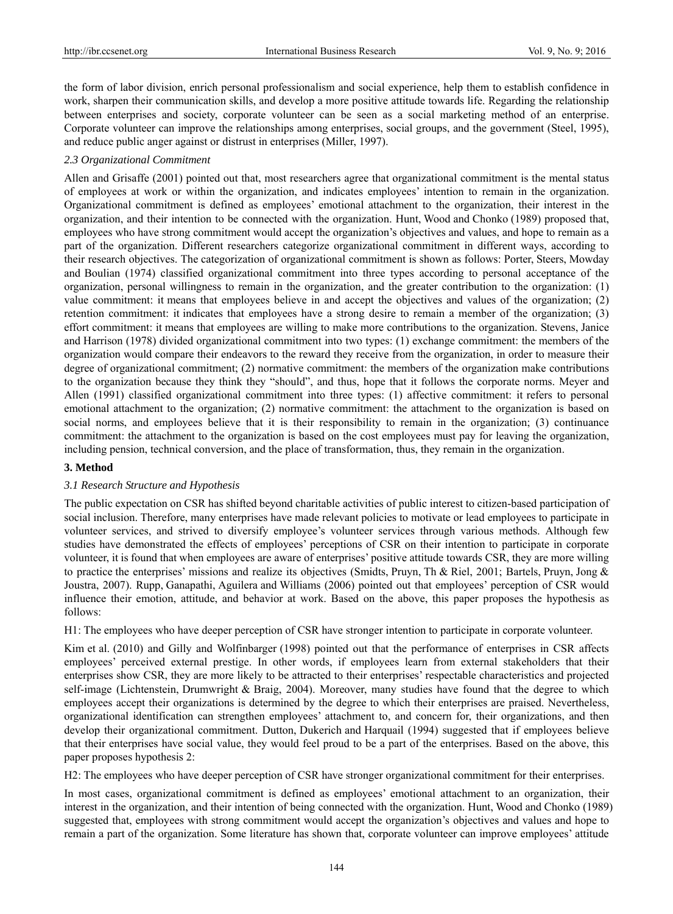the form of labor division, enrich personal professionalism and social experience, help them to establish confidence in work, sharpen their communication skills, and develop a more positive attitude towards life. Regarding the relationship between enterprises and society, corporate volunteer can be seen as a social marketing method of an enterprise. Corporate volunteer can improve the relationships among enterprises, social groups, and the government (Steel, 1995), and reduce public anger against or distrust in enterprises (Miller, 1997).

### *2.3 Organizational Commitment*

Allen and Grisaffe (2001) pointed out that, most researchers agree that organizational commitment is the mental status of employees at work or within the organization, and indicates employees' intention to remain in the organization. Organizational commitment is defined as employees' emotional attachment to the organization, their interest in the organization, and their intention to be connected with the organization. Hunt, Wood and Chonko (1989) proposed that, employees who have strong commitment would accept the organization's objectives and values, and hope to remain as a part of the organization. Different researchers categorize organizational commitment in different ways, according to their research objectives. The categorization of organizational commitment is shown as follows: Porter, Steers, Mowday and Boulian (1974) classified organizational commitment into three types according to personal acceptance of the organization, personal willingness to remain in the organization, and the greater contribution to the organization: (1) value commitment: it means that employees believe in and accept the objectives and values of the organization; (2) retention commitment: it indicates that employees have a strong desire to remain a member of the organization; (3) effort commitment: it means that employees are willing to make more contributions to the organization. Stevens, Janice and Harrison (1978) divided organizational commitment into two types: (1) exchange commitment: the members of the organization would compare their endeavors to the reward they receive from the organization, in order to measure their degree of organizational commitment; (2) normative commitment: the members of the organization make contributions to the organization because they think they "should", and thus, hope that it follows the corporate norms. Meyer and Allen (1991) classified organizational commitment into three types: (1) affective commitment: it refers to personal emotional attachment to the organization; (2) normative commitment: the attachment to the organization is based on social norms, and employees believe that it is their responsibility to remain in the organization; (3) continuance commitment: the attachment to the organization is based on the cost employees must pay for leaving the organization, including pension, technical conversion, and the place of transformation, thus, they remain in the organization.

## 3. Method

### *3.1 Research Structure and Hypothesis*

The public expectation on CSR has shifted beyond charitable activities of public interest to citizen-based participation of social inclusion. Therefore, many enterprises have made relevant policies to motivate or lead employees to participate in volunteer services, and strived to diversify employee's volunteer services through various methods. Although few studies have demonstrated the effects of employees' perceptions of CSR on their intention to participate in corporate volunteer, it is found that when employees are aware of enterprises' positive attitude towards CSR, they are more willing to practice the enterprises' missions and realize its objectives (Smidts, Pruyn, Th & Riel, 2001; Bartels, Pruyn, Jong & Joustra, 2007). Rupp, Ganapathi, Aguilera and Williams (2006) pointed out that employees' perception of CSR would influence their emotion, attitude, and behavior at work. Based on the above, this paper proposes the hypothesis as follows:

H1: The employees who have deeper perception of CSR have stronger intention to participate in corporate volunteer.

Kim et al. (2010) and Gilly and Wolfinbarger (1998) pointed out that the performance of enterprises in CSR affects employees' perceived external prestige. In other words, if employees learn from external stakeholders that their enterprises show CSR, they are more likely to be attracted to their enterprises' respectable characteristics and projected self-image (Lichtenstein, Drumwright & Braig, 2004). Moreover, many studies have found that the degree to which employees accept their organizations is determined by the degree to which their enterprises are praised. Nevertheless, organizational identification can strengthen employees' attachment to, and concern for, their organizations, and then develop their organizational commitment. Dutton, Dukerich and Harquail (1994) suggested that if employees believe that their enterprises have social value, they would feel proud to be a part of the enterprises. Based on the above, this paper proposes hypothesis 2:

H2: The employees who have deeper perception of CSR have stronger organizational commitment for their enterprises.

In most cases, organizational commitment is defined as employees' emotional attachment to an organization, their interest in the organization, and their intention of being connected with the organization. Hunt, Wood and Chonko (1989) suggested that, employees with strong commitment would accept the organization's objectives and values and hope to remain a part of the organization. Some literature has shown that, corporate volunteer can improve employees' attitude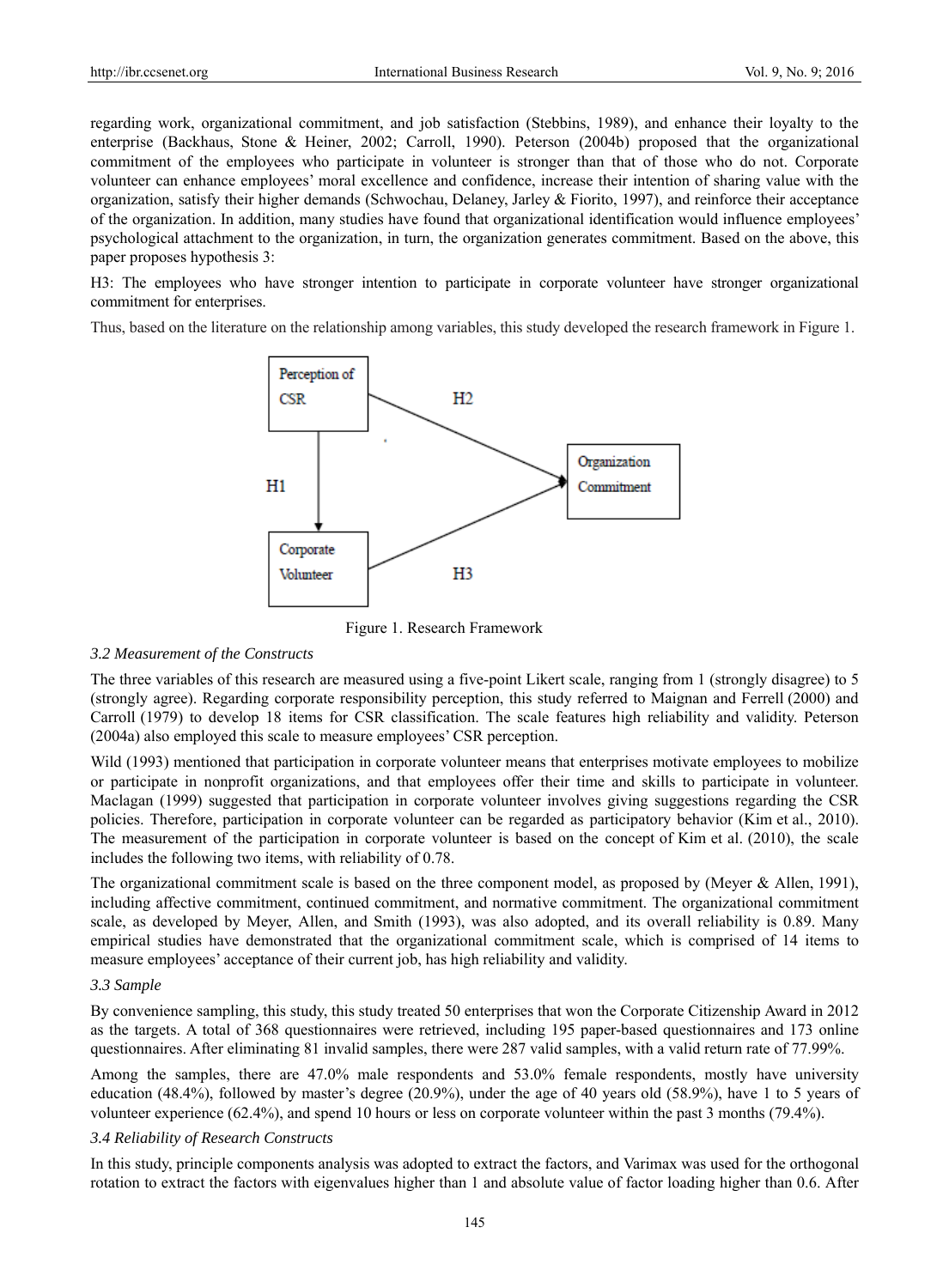regarding work, organizational commitment, and job satisfaction (Stebbins, 1989), and enhance their loyalty to the enterprise (Backhaus, Stone & Heiner, 2002; Carroll, 1990). Peterson (2004b) proposed that the organizational commitment of the employees who participate in volunteer is stronger than that of those who do not. Corporate volunteer can enhance employees' moral excellence and confidence, increase their intention of sharing value with the organization, satisfy their higher demands (Schwochau, Delaney, Jarley & Fiorito, 1997), and reinforce their acceptance of the organization. In addition, many studies have found that organizational identification would influence employees' psychological attachment to the organization, in turn, the organization generates commitment. Based on the above, this paper proposes hypothesis 3:

H3: The employees who have stronger intention to participate in corporate volunteer have stronger organizational commitment for enterprises.

Thus, based on the literature on the relationship among variables, this study developed the research framework in Figure 1.

Figure 1. Research Framework

### *3.2 Measurement of the Constructs*

The three variables of this research are measured using a five-point Likert scale, ranging from 1 (strongly disagree) to 5 (strongly agree). Regarding corporate responsibility perception, this study referred to Maignan and Ferrell (2000) and Carroll (1979) to develop 18 items for CSR classification. The scale features high reliability and validity. Peterson (2004a) also employed this scale to measure employees' CSR perception.

Wild (1993) mentioned that participation in corporate volunteer means that enterprises motivate employees to mobilize or participate in nonprofit organizations, and that employees offer their time and skills to participate in volunteer. Maclagan (1999) suggested that participation in corporate volunteer involves giving suggestions regarding the CSR policies. Therefore, participation in corporate volunteer can be regarded as participatory behavior (Kim et al., 2010). The measurement of the participation in corporate volunteer is based on the concept of Kim et al. (2010), the scale includes the following two items, with reliability of 0.78.

The organizational commitment scale is based on the three component model, as proposed by (Meyer & Allen, 1991), including affective commitment, continued commitment, and normative commitment. The organizational commitment scale, as developed by Meyer, Allen, and Smith (1993), was also adopted, and its overall reliability is 0.89. Many empirical studies have demonstrated that the organizational commitment scale, which is comprised of 14 items to measure employees' acceptance of their current job, has high reliability and validity.

### *3.3 Sample*

By convenience sampling, this study, this study treated 50 enterprises that won the Corporate Citizenship Award in 2012 as the targets. A total of 368 questionnaires were retrieved, including 195 paper-based questionnaires and 173 online questionnaires. After eliminating 81 invalid samples, there were 287 valid samples, with a valid return rate of 77.99%.

Among the samples, there are 47.0% male respondents and 53.0% female respondents, mostly have university education (48.4%), followed by master's degree (20.9%), under the age of 40 years old (58.9%), have 1 to 5 years of volunteer experience (62.4%), and spend 10 hours or less on corporate volunteer within the past 3 months (79.4%).

### *3.4 Reliability of Research Constructs*

In this study, principle components analysis was adopted to extract the factors, and Varimax was used for the orthogonal rotation to extract the factors with eigenvalues higher than 1 and absolute value of factor loading higher than 0.6. After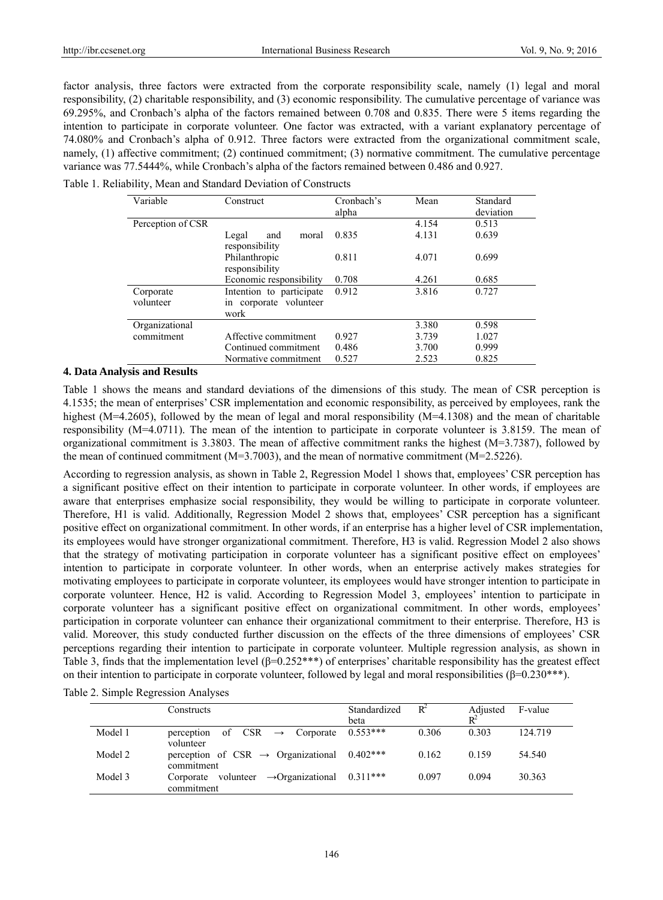factor analysis, three factors were extracted from the corporate responsibility scale, namely (1) legal and moral responsibility, (2) charitable responsibility, and (3) economic responsibility. The cumulative percentage of variance was 69.295%, and Cronbach's alpha of the factors remained between 0.708 and 0.835. There were 5 items regarding the intention to participate in corporate volunteer. One factor was extracted, with a variant explanatory percentage of 74.080% and Cronbach's alpha of 0.912. Three factors were extracted from the organizational commitment scale, namely, (1) affective commitment; (2) continued commitment; (3) normative commitment. The cumulative percentage variance was 77.5444%, while Cronbach's alpha of the factors remained between 0.486 and 0.927.

Table 1. Reliability, Mean and Standard Deviation of Constructs

| Variable | Construct | Cronbach's alpha | Mean | Standard deviation |
|---|---|---|---|---|
| Perception of CSR | | | 4.154 | 0.513 |
| | Legal and moral responsibility | 0.835 | 4.131 | 0.639 |
| | Philanthropic responsibility | 0.811 | 4.071 | 0.699 |
| | Economic responsibility | 0.708 | 4.261 | 0.685 |
| Corporate volunteer | Intention to participate in corporate volunteer work | 0.912 | 3.816 | 0.727 |
| Organizational commitment | | | 3.380 | 0.598 |
| | Affective commitment | 0.927 | 3.739 | 1.027 |
| | Continued commitment | 0.486 | 3.700 | 0.999 |
| | Normative commitment | 0.527 | 2.523 | 0.825 |

## 4. Data Analysis and Results

Table 1 shows the means and standard deviations of the dimensions of this study. The mean of CSR perception is 4.1535; the mean of enterprises' CSR implementation and economic responsibility, as perceived by employees, rank the highest (M=4.2605), followed by the mean of legal and moral responsibility (M=4.1308) and the mean of charitable responsibility (M=4.0711). The mean of the intention to participate in corporate volunteer is 3.8159. The mean of organizational commitment is 3.3803. The mean of affective commitment ranks the highest (M=3.7387), followed by the mean of continued commitment (M=3.7003), and the mean of normative commitment (M=2.5226).

According to regression analysis, as shown in Table 2, Regression Model 1 shows that, employees' CSR perception has a significant positive effect on their intention to participate in corporate volunteer. In other words, if employees are aware that enterprises emphasize social responsibility, they would be willing to participate in corporate volunteer. Therefore, H1 is valid. Additionally, Regression Model 2 shows that, employees' CSR perception has a significant positive effect on organizational commitment. In other words, if an enterprise has a higher level of CSR implementation, its employees would have stronger organizational commitment. Therefore, H2 is valid. Regression Model 2 also shows that the strategy of motivating participation in corporate volunteer has a significant positive effect on employees' intention to participate in corporate volunteer. In other words, when an enterprise actively makes strategies for motivating employees to participate in corporate volunteer, its employees would have stronger intention to participate in corporate volunteer. Hence, H2 is valid. According to Regression Model 3, employees' intention to participate in corporate volunteer has a significant positive effect on organizational commitment. In other words, employees' participation in corporate volunteer can enhance their organizational commitment to their enterprise. Therefore, H3 is valid. Moreover, this study conducted further discussion on the effects of the three dimensions of employees' CSR perceptions regarding their intention to participate in corporate volunteer. Multiple regression analysis, as shown in Table 3, finds that the implementation level (β=0.252***) of enterprises' charitable responsibility has the greatest effect on their intention to participate in corporate volunteer, followed by legal and moral responsibilities (β=0.230***).

Table 2. Simple Regression Analyses

| | Constructs | Standardized beta | $R^2$ | Adjusted $R^2$ | F-value |
|---|---|---|---|---|---|
| Model 1 | perception of CSR → Corporate volunteer | 0.553*** | 0.306 | 0.303 | 124.719 |
| Model 2 | perception of CSR → Organizational commitment | 0.402*** | 0.162 | 0.159 | 54.540 |
| Model 3 | Corporate volunteer →Organizational commitment | 0.311*** | 0.097 | 0.094 | 30.363 |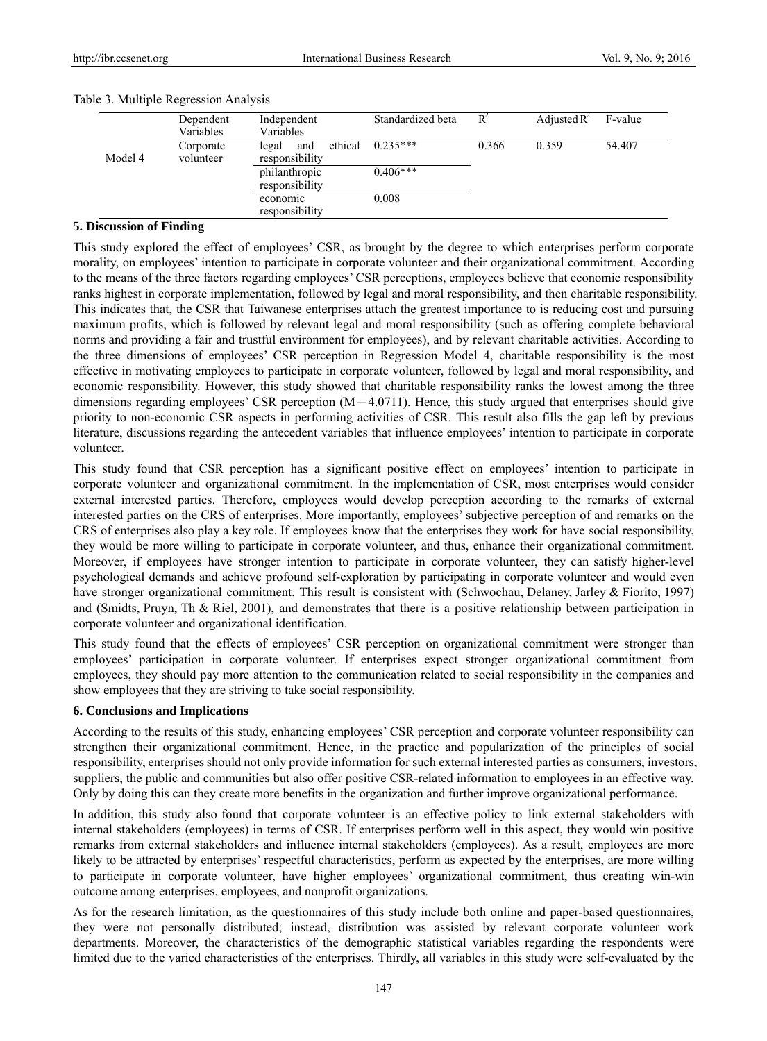Table 3. Multiple Regression Analysis

| | Dependent Variables | Independent Variables | Standardized beta | $R^2$ | Adjusted $R^2$ | F-value |
|---|---|---|---|---|---|---|
| Model 4 | Corporate volunteer | legal and ethical responsibility | 0.235*** | 0.366 | 0.359 | 54.407 |
| | | philanthropic responsibility | 0.406*** | | | |
| | | economic responsibility | 0.008 | | | |

## 5. Discussion of Finding

This study explored the effect of employees' CSR, as brought by the degree to which enterprises perform corporate morality, on employees' intention to participate in corporate volunteer and their organizational commitment. According to the means of the three factors regarding employees' CSR perceptions, employees believe that economic responsibility ranks highest in corporate implementation, followed by legal and moral responsibility, and then charitable responsibility. This indicates that, the CSR that Taiwanese enterprises attach the greatest importance to is reducing cost and pursuing maximum profits, which is followed by relevant legal and moral responsibility (such as offering complete behavioral norms and providing a fair and trustful environment for employees), and by relevant charitable activities. According to the three dimensions of employees' CSR perception in Regression Model 4, charitable responsibility is the most effective in motivating employees to participate in corporate volunteer, followed by legal and moral responsibility, and economic responsibility. However, this study showed that charitable responsibility ranks the lowest among the three dimensions regarding employees' CSR perception (M＝4.0711). Hence, this study argued that enterprises should give priority to non-economic CSR aspects in performing activities of CSR. This result also fills the gap left by previous literature, discussions regarding the antecedent variables that influence employees' intention to participate in corporate volunteer.

This study found that CSR perception has a significant positive effect on employees' intention to participate in corporate volunteer and organizational commitment. In the implementation of CSR, most enterprises would consider external interested parties. Therefore, employees would develop perception according to the remarks of external interested parties on the CRS of enterprises. More importantly, employees' subjective perception of and remarks on the CRS of enterprises also play a key role. If employees know that the enterprises they work for have social responsibility, they would be more willing to participate in corporate volunteer, and thus, enhance their organizational commitment. Moreover, if employees have stronger intention to participate in corporate volunteer, they can satisfy higher-level psychological demands and achieve profound self-exploration by participating in corporate volunteer and would even have stronger organizational commitment. This result is consistent with (Schwochau, Delaney, Jarley & Fiorito, 1997) and (Smidts, Pruyn, Th & Riel, 2001), and demonstrates that there is a positive relationship between participation in corporate volunteer and organizational identification.

This study found that the effects of employees' CSR perception on organizational commitment were stronger than employees' participation in corporate volunteer. If enterprises expect stronger organizational commitment from employees, they should pay more attention to the communication related to social responsibility in the companies and show employees that they are striving to take social responsibility.

## 6. Conclusions and Implications

According to the results of this study, enhancing employees' CSR perception and corporate volunteer responsibility can strengthen their organizational commitment. Hence, in the practice and popularization of the principles of social responsibility, enterprises should not only provide information for such external interested parties as consumers, investors, suppliers, the public and communities but also offer positive CSR-related information to employees in an effective way. Only by doing this can they create more benefits in the organization and further improve organizational performance.

In addition, this study also found that corporate volunteer is an effective policy to link external stakeholders with internal stakeholders (employees) in terms of CSR. If enterprises perform well in this aspect, they would win positive remarks from external stakeholders and influence internal stakeholders (employees). As a result, employees are more likely to be attracted by enterprises' respectful characteristics, perform as expected by the enterprises, are more willing to participate in corporate volunteer, have higher employees' organizational commitment, thus creating win-win outcome among enterprises, employees, and nonprofit organizations.

As for the research limitation, as the questionnaires of this study include both online and paper-based questionnaires, they were not personally distributed; instead, distribution was assisted by relevant corporate volunteer work departments. Moreover, the characteristics of the demographic statistical variables regarding the respondents were limited due to the varied characteristics of the enterprises. Thirdly, all variables in this study were self-evaluated by the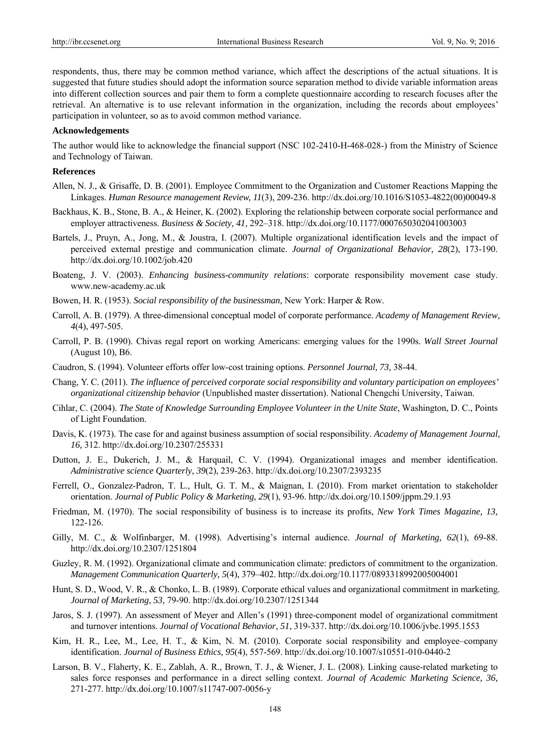respondents, thus, there may be common method variance, which affect the descriptions of the actual situations. It is suggested that future studies should adopt the information source separation method to divide variable information areas into different collection sources and pair them to form a complete questionnaire according to research focuses after the retrieval. An alternative is to use relevant information in the organization, including the records about employees' participation in volunteer, so as to avoid common method variance.

**Acknowledgements**

The author would like to acknowledge the financial support (NSC 102-2410-H-468-028-) from the Ministry of Science and Technology of Taiwan.

**References**

Allen, N. J., & Grisaffe, D. B. (2001). Employee Commitment to the Organization and Customer Reactions Mapping the Linkages. *Human Resource management Review, 11*(3), 209-236. http://dx.doi.org/10.1016/S1053-4822(00)00049-8

Backhaus, K. B., Stone, B. A., & Heiner, K. (2002). Exploring the relationship between corporate social performance and employer attractiveness. *Business & Society, 41,* 292–318. http://dx.doi.org/10.1177/0007650302041003003

Bartels, J., Pruyn, A., Jong, M., & Joustra, I. (2007). Multiple organizational identification levels and the impact of perceived external prestige and communication climate. *Journal of Organizational Behavior, 28*(2), 173-190. http://dx.doi.org/10.1002/job.420

Boateng, J. V. (2003). *Enhancing business-community relations*: corporate responsibility movement case study. www.new-academy.ac.uk

Bowen, H. R. (1953). *Social responsibility of the businessman*, New York: Harper & Row.

Carroll, A. B. (1979). A three-dimensional conceptual model of corporate performance. *Academy of Management Review, 4*(4), 497-505.

Carroll, P. B. (1990). Chivas regal report on working Americans: emerging values for the 1990s. *Wall Street Journal* (August 10), B6.

Caudron, S. (1994). Volunteer efforts offer low-cost training options. *Personnel Journal, 73,* 38-44.

Chang, Y. C. (2011). *The influence of perceived corporate social responsibility and voluntary participation on employees' organizational citizenship behavior* (Unpublished master dissertation). National Chengchi University, Taiwan.

Cihlar, C. (2004). *The State of Knowledge Surrounding Employee Volunteer in the Unite State*, Washington, D. C., Points of Light Foundation.

Davis, K. (1973). The case for and against business assumption of social responsibility. *Academy of Management Journal, 16,* 312. http://dx.doi.org/10.2307/255331

Dutton, J. E., Dukerich, J. M., & Harquail, C. V. (1994). Organizational images and member identification. *Administrative science Quarterly, 39*(2), 239-263. http://dx.doi.org/10.2307/2393235

Ferrell, O., Gonzalez-Padron, T. L., Hult, G. T. M., & Maignan, I. (2010). From market orientation to stakeholder orientation. *Journal of Public Policy & Marketing, 29*(1), 93-96. http://dx.doi.org/10.1509/jppm.29.1.93

Friedman, M. (1970). The social responsibility of business is to increase its profits, *New York Times Magazine, 13,* 122-126.

Gilly, M. C., & Wolfinbarger, M. (1998). Advertising's internal audience. *Journal of Marketing, 62*(1), 69-88. http://dx.doi.org/10.2307/1251804

Guzley, R. M. (1992). Organizational climate and communication climate: predictors of commitment to the organization. *Management Communication Quarterly, 5*(4), 379–402. http://dx.doi.org/10.1177/0893318992005004001

Hunt, S. D., Wood, V. R., & Chonko, L. B. (1989). Corporate ethical values and organizational commitment in marketing. *Journal of Marketing, 53,* 79-90. http://dx.doi.org/10.2307/1251344

Jaros, S. J. (1997). An assessment of Meyer and Allen's (1991) three-component model of organizational commitment and turnover intentions. *Journal of Vocational Behavior*, *51*, 319-337. http://dx.doi.org/10.1006/jvbe.1995.1553

Kim, H. R., Lee, M., Lee, H. T., & Kim, N. M. (2010). Corporate social responsibility and employee–company identification. *Journal of Business Ethics, 95*(4), 557-569. http://dx.doi.org/10.1007/s10551-010-0440-2

Larson, B. V., Flaherty, K. E., Zablah, A. R., Brown, T. J., & Wiener, J. L. (2008). Linking cause-related marketing to sales force responses and performance in a direct selling context. *Journal of Academic Marketing Science, 36,* 271-277. http://dx.doi.org/10.1007/s11747-007-0056-y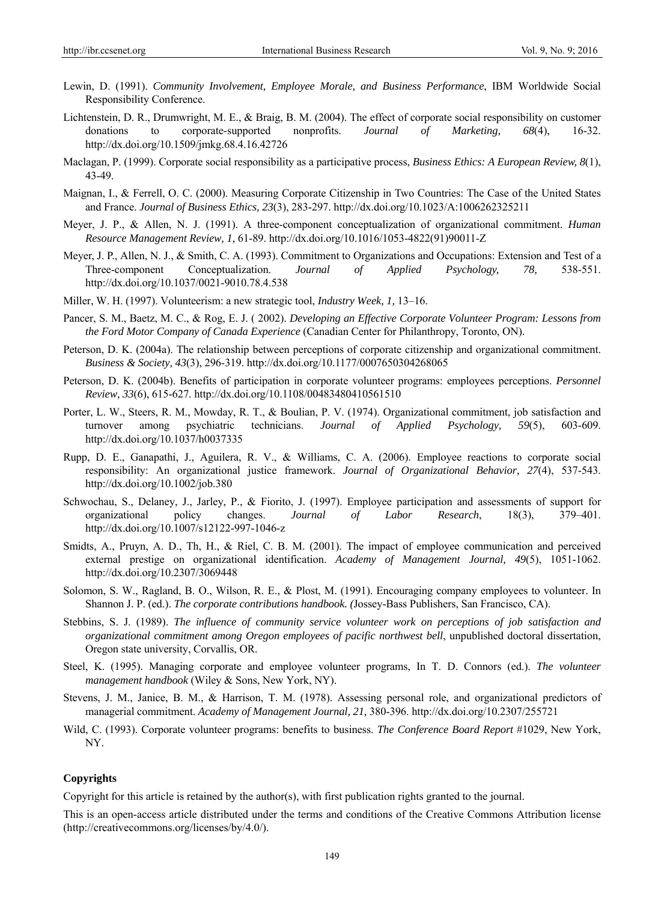Lewin, D. (1991). *Community Involvement, Employee Morale, and Business Performance*, IBM Worldwide Social Responsibility Conference.

Lichtenstein, D. R., Drumwright, M. E., & Braig, B. M. (2004). The effect of corporate social responsibility on customer donations to corporate-supported nonprofits. *Journal of Marketing, 68*(4), 16-32. http://dx.doi.org/10.1509/jmkg.68.4.16.42726

Maclagan, P. (1999). Corporate social responsibility as a participative process, *Business Ethics: A European Review, 8*(1), 43-49.

Maignan, I., & Ferrell, O. C. (2000). Measuring Corporate Citizenship in Two Countries: The Case of the United States and France. *Journal of Business Ethics, 23*(3), 283-297. http://dx.doi.org/10.1023/A:1006262325211

Meyer, J. P., & Allen, N. J. (1991). A three-component conceptualization of organizational commitment. *Human Resource Management Review, 1,* 61-89. http://dx.doi.org/10.1016/1053-4822(91)90011-Z

Meyer, J. P., Allen, N. J., & Smith, C. A. (1993). Commitment to Organizations and Occupations: Extension and Test of a Three-component Conceptualization. *Journal of Applied Psychology, 78,* 538-551. http://dx.doi.org/10.1037/0021-9010.78.4.538

Miller, W. H. (1997). Volunteerism: a new strategic tool, *Industry Week, 1,* 13–16.

Pancer, S. M., Baetz, M. C., & Rog, E. J. ( 2002). *Developing an Effective Corporate Volunteer Program: Lessons from the Ford Motor Company of Canada Experience* (Canadian Center for Philanthropy, Toronto, ON).

Peterson, D. K. (2004a). The relationship between perceptions of corporate citizenship and organizational commitment. *Business & Society, 43*(3), 296-319. http://dx.doi.org/10.1177/0007650304268065

Peterson, D. K. (2004b). Benefits of participation in corporate volunteer programs: employees perceptions. *Personnel Review, 33*(6), 615-627. http://dx.doi.org/10.1108/00483480410561510

Porter, L. W., Steers, R. M., Mowday, R. T., & Boulian, P. V. (1974). Organizational commitment, job satisfaction and turnover among psychiatric technicians. *Journal of Applied Psychology, 59*(5), 603-609. http://dx.doi.org/10.1037/h0037335

Rupp, D. E., Ganapathi, J., Aguilera, R. V., & Williams, C. A. (2006). Employee reactions to corporate social responsibility: An organizational justice framework. *Journal of Organizational Behavior, 27*(4), 537-543. http://dx.doi.org/10.1002/job.380

Schwochau, S., Delaney, J., Jarley, P., & Fiorito, J. (1997). Employee participation and assessments of support for organizational policy changes. *Journal of Labor Research*, 18(3), 379–401. http://dx.doi.org/10.1007/s12122-997-1046-z

Smidts, A., Pruyn, A. D., Th, H., & Riel, C. B. M. (2001). The impact of employee communication and perceived external prestige on organizational identification. *Academy of Management Journal, 49*(5), 1051-1062. http://dx.doi.org/10.2307/3069448

Solomon, S. W., Ragland, B. O., Wilson, R. E., & Plost, M. (1991). Encouraging company employees to volunteer. In Shannon J. P. (ed.). *The corporate contributions handbook. (*Jossey-Bass Publishers, San Francisco, CA).

Stebbins, S. J. (1989). *The influence of community service volunteer work on perceptions of job satisfaction and organizational commitment among Oregon employees of pacific northwest bell*, unpublished doctoral dissertation, Oregon state university, Corvallis, OR.

Steel, K. (1995). Managing corporate and employee volunteer programs, In T. D. Connors (ed.). *The volunteer management handbook* (Wiley & Sons, New York, NY).

Stevens, J. M., Janice, B. M., & Harrison, T. M. (1978). Assessing personal role, and organizational predictors of managerial commitment. *Academy of Management Journal, 21,* 380-396. http://dx.doi.org/10.2307/255721

Wild, C. (1993). Corporate volunteer programs: benefits to business. *The Conference Board Report* #1029, New York, NY.

#### Copyrights

Copyright for this article is retained by the author(s), with first publication rights granted to the journal.

This is an open-access article distributed under the terms and conditions of the Creative Commons Attribution license (http://creativecommons.org/licenses/by/4.0/).